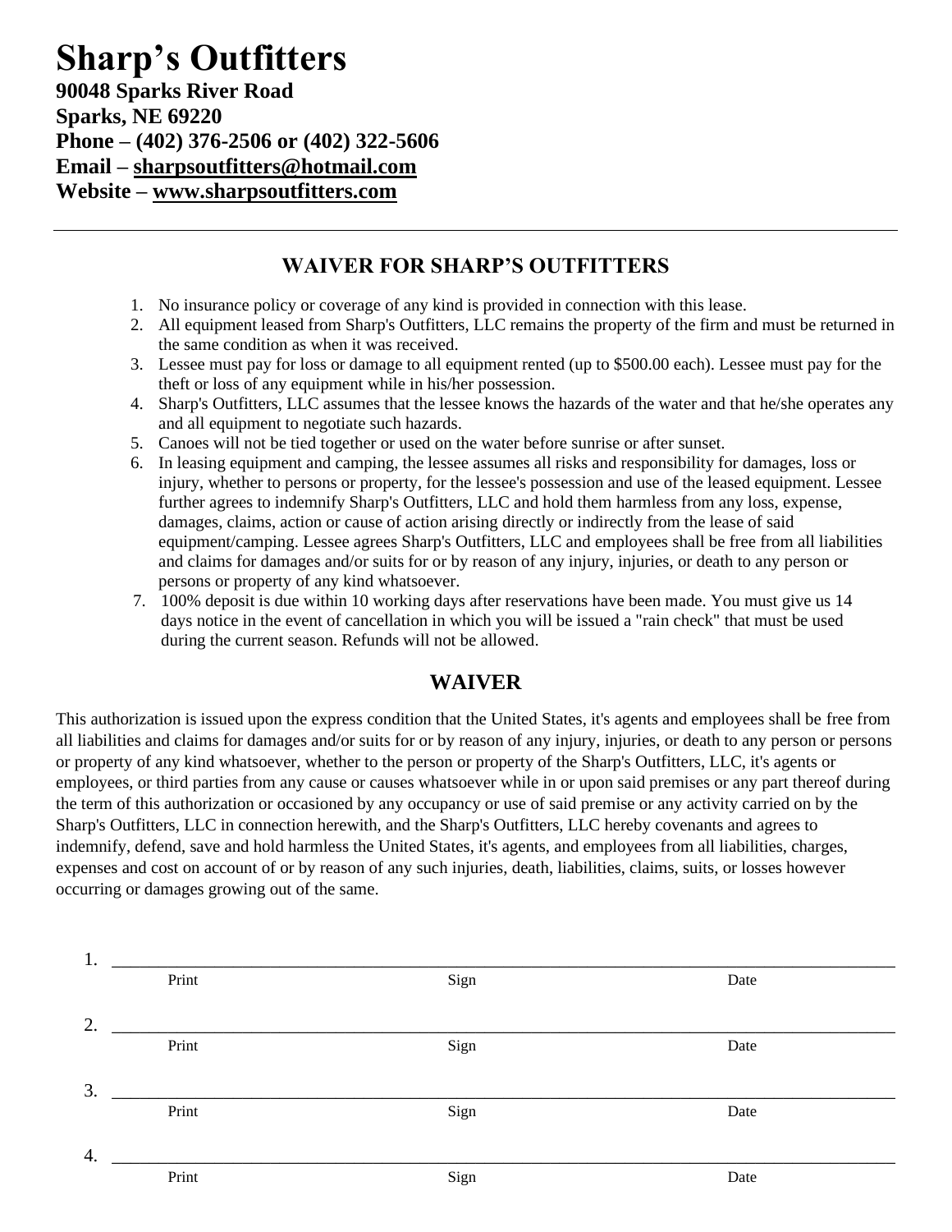# Sharp's Outfitters

**90048 Sparks River Road**
**Sparks, NE 69220**
**Phone – (402) 376-2506 or (402) 322-5606**
**Email – sharpsoutfitters@hotmail.com**
**Website – www.sharpsoutfitters.com**

---

## WAIVER FOR SHARP'S OUTFITTERS

1. No insurance policy or coverage of any kind is provided in connection with this lease.
2. All equipment leased from Sharp's Outfitters, LLC remains the property of the firm and must be returned in the same condition as when it was received.
3. Lessee must pay for loss or damage to all equipment rented (up to $500.00 each). Lessee must pay for the theft or loss of any equipment while in his/her possession.
4. Sharp's Outfitters, LLC assumes that the lessee knows the hazards of the water and that he/she operates any and all equipment to negotiate such hazards.
5. Canoes will not be tied together or used on the water before sunrise or after sunset.
6. In leasing equipment and camping, the lessee assumes all risks and responsibility for damages, loss or injury, whether to persons or property, for the lessee's possession and use of the leased equipment. Lessee further agrees to indemnify Sharp's Outfitters, LLC and hold them harmless from any loss, expense, damages, claims, action or cause of action arising directly or indirectly from the lease of said equipment/camping. Lessee agrees Sharp's Outfitters, LLC and employees shall be free from all liabilities and claims for damages and/or suits for or by reason of any injury, injuries, or death to any person or persons or property of any kind whatsoever.
7. 100% deposit is due within 10 working days after reservations have been made. You must give us 14 days notice in the event of cancellation in which you will be issued a "rain check" that must be used during the current season. Refunds will not be allowed.

## WAIVER

This authorization is issued upon the express condition that the United States, it's agents and employees shall be free from all liabilities and claims for damages and/or suits for or by reason of any injury, injuries, or death to any person or persons or property of any kind whatsoever, whether to the person or property of the Sharp's Outfitters, LLC, it's agents or employees, or third parties from any cause or causes whatsoever while in or upon said premises or any part thereof during the term of this authorization or occasioned by any occupancy or use of said premise or any activity carried on by the Sharp's Outfitters, LLC in connection herewith, and the Sharp's Outfitters, LLC hereby covenants and agrees to indemnify, defend, save and hold harmless the United States, it's agents, and employees from all liabilities, charges, expenses and cost on account of or by reason of any such injuries, death, liabilities, claims, suits, or losses however occurring or damages growing out of the same.

1. ______________________________________________________________________
   Print                                   Sign                                   Date

2. ______________________________________________________________________
   Print                                   Sign                                   Date

3. ______________________________________________________________________
   Print                                   Sign                                   Date

4. ______________________________________________________________________
   Print                                   Sign                                   Date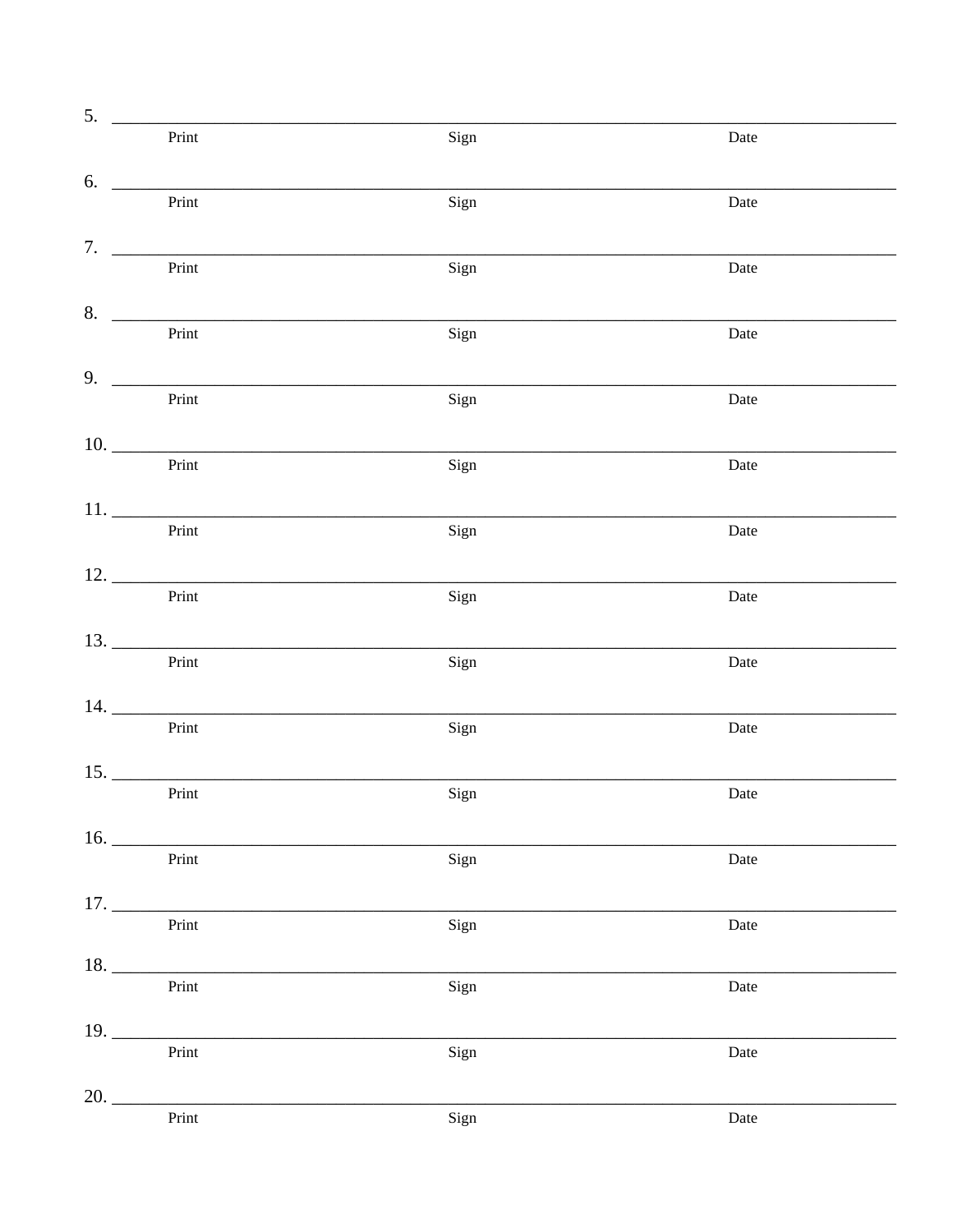5. ______________________________________________________________________________

Print Sign Date

6. ______________________________________________________________________________

Print Sign Date

7. ______________________________________________________________________________

Print Sign Date

8. ______________________________________________________________________________

Print Sign Date

9. ______________________________________________________________________________

Print Sign Date

10. _____________________________________________________________________________

Print Sign Date

11. _____________________________________________________________________________

Print Sign Date

12. _____________________________________________________________________________

Print Sign Date

13. _____________________________________________________________________________

Print Sign Date

14. _____________________________________________________________________________

Print Sign Date

15. _____________________________________________________________________________

Print Sign Date

16. _____________________________________________________________________________

Print Sign Date

17. _____________________________________________________________________________

Print Sign Date

18. _____________________________________________________________________________

Print Sign Date

19. _____________________________________________________________________________

Print Sign Date

20. _____________________________________________________________________________

Print Sign Date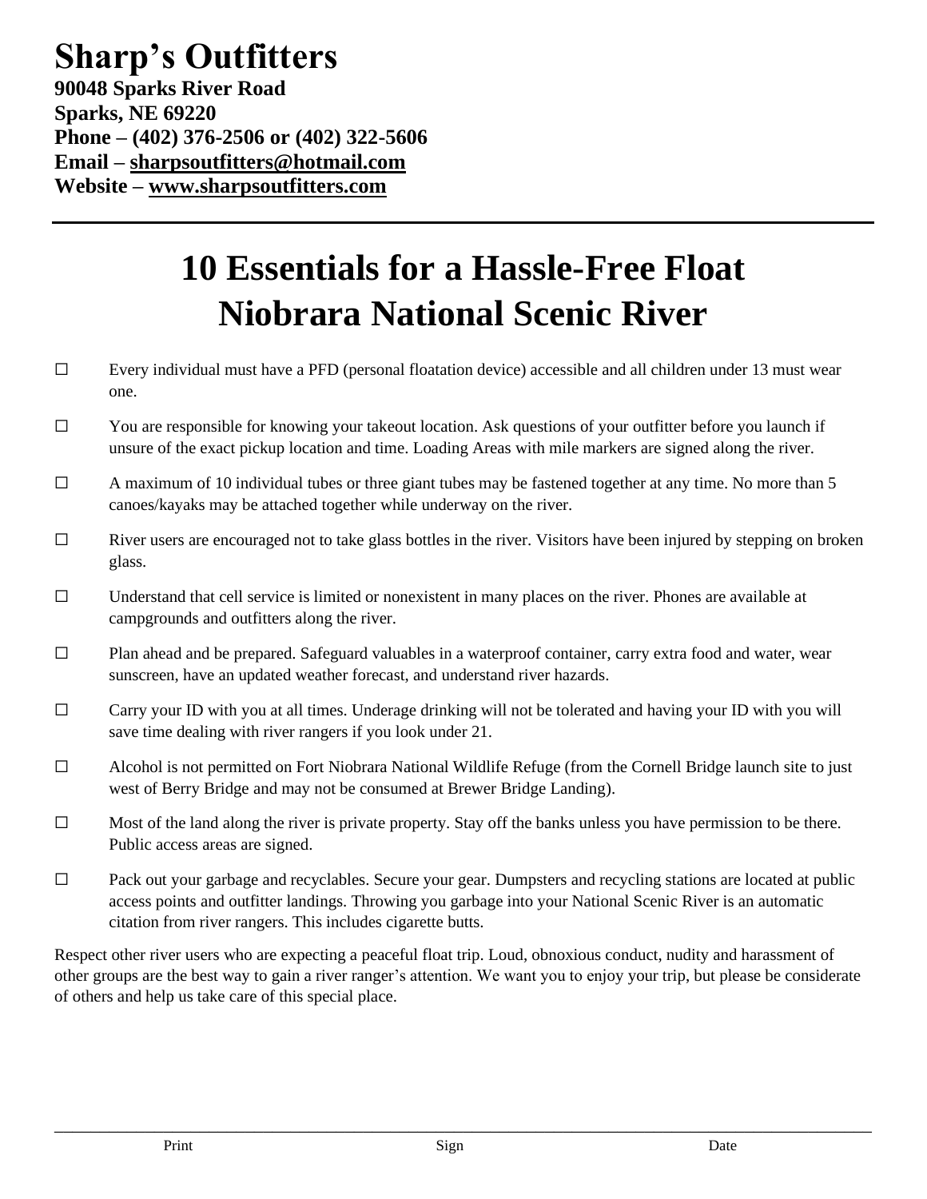# Sharp's Outfitters

**90048 Sparks River Road**
**Sparks, NE 69220**
**Phone – (402) 376-2506 or (402) 322-5606**
**Email – sharpsoutfitters@hotmail.com**
**Website – www.sharpsoutfitters.com**

---

## 10 Essentials for a Hassle-Free Float Niobrara National Scenic River

☐ Every individual must have a PFD (personal floatation device) accessible and all children under 13 must wear one.

☐ You are responsible for knowing your takeout location. Ask questions of your outfitter before you launch if unsure of the exact pickup location and time. Loading Areas with mile markers are signed along the river.

☐ A maximum of 10 individual tubes or three giant tubes may be fastened together at any time. No more than 5 canoes/kayaks may be attached together while underway on the river.

☐ River users are encouraged not to take glass bottles in the river. Visitors have been injured by stepping on broken glass.

☐ Understand that cell service is limited or nonexistent in many places on the river. Phones are available at campgrounds and outfitters along the river.

☐ Plan ahead and be prepared. Safeguard valuables in a waterproof container, carry extra food and water, wear sunscreen, have an updated weather forecast, and understand river hazards.

☐ Carry your ID with you at all times. Underage drinking will not be tolerated and having your ID with you will save time dealing with river rangers if you look under 21.

☐ Alcohol is not permitted on Fort Niobrara National Wildlife Refuge (from the Cornell Bridge launch site to just west of Berry Bridge and may not be consumed at Brewer Bridge Landing).

☐ Most of the land along the river is private property. Stay off the banks unless you have permission to be there. Public access areas are signed.

☐ Pack out your garbage and recyclables. Secure your gear. Dumpsters and recycling stations are located at public access points and outfitter landings. Throwing you garbage into your National Scenic River is an automatic citation from river rangers. This includes cigarette butts.

Respect other river users who are expecting a peaceful float trip. Loud, obnoxious conduct, nudity and harassment of other groups are the best way to gain a river ranger's attention. We want you to enjoy your trip, but please be considerate of others and help us take care of this special place.

______________________________________________________________________________

Print Sign Date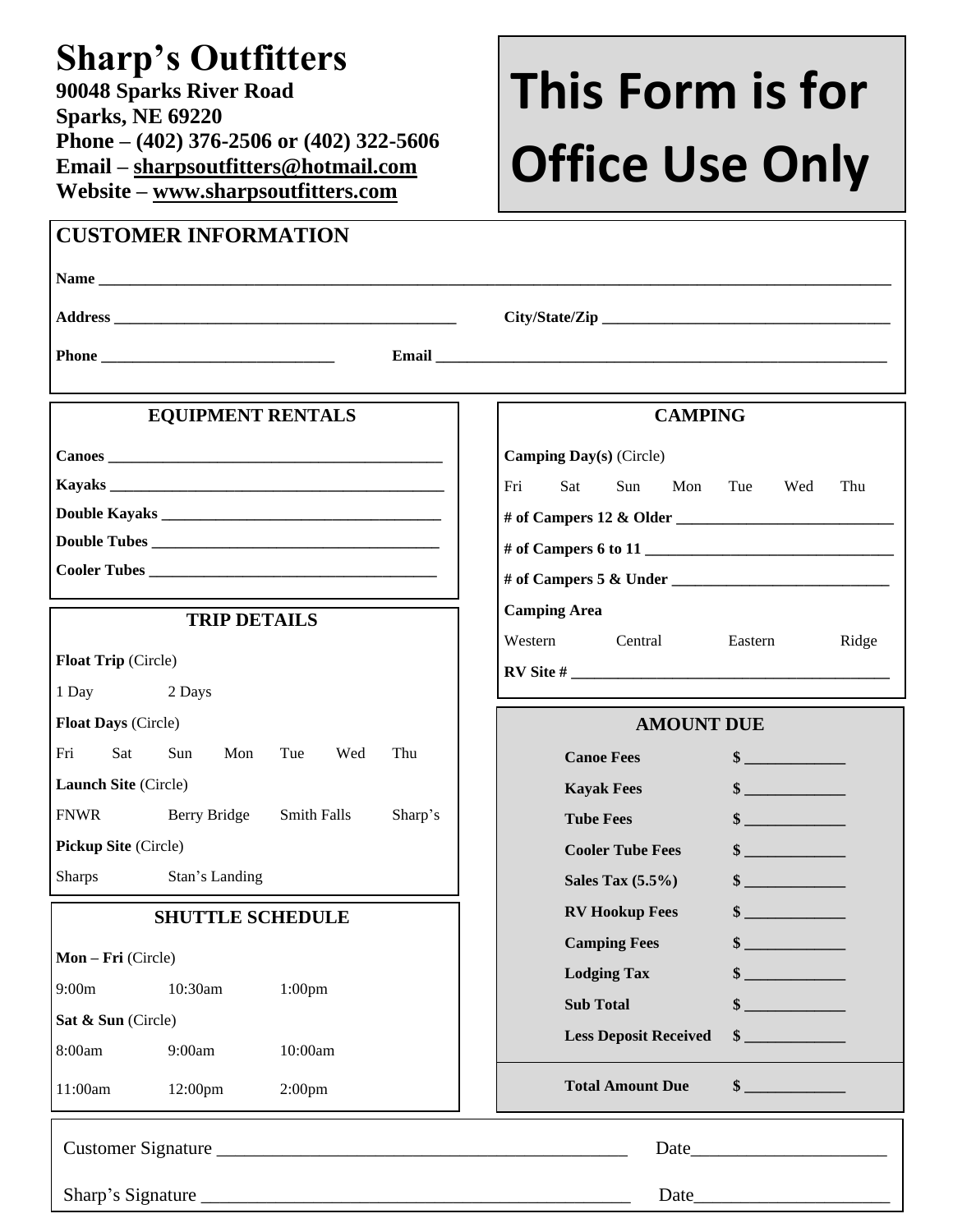# Sharp's Outfitters

**90048 Sparks River Road**
**Sparks, NE 69220**
**Phone – (402) 376-2506 or (402) 322-5606**
**Email – sharpsoutfitters@hotmail.com**
**Website – www.sharpsoutfitters.com**

**This Form is for Office Use Only**

## CUSTOMER INFORMATION

**Name** ______________________________________________

**Address** ______________________________ **City/State/Zip** ______________________________

**Phone** ______________________ **Email** ______________________________________

## EQUIPMENT RENTALS

**Canoes** ______________________________

**Kayaks** ______________________________

**Double Kayaks** ______________________________

**Double Tubes** ______________________________

**Cooler Tubes** ______________________________

## TRIP DETAILS

**Float Trip** (Circle)

1 Day 2 Days

**Float Days** (Circle)

Fri Sat Sun Mon Tue Wed Thu

**Launch Site** (Circle)

FNWR Berry Bridge Smith Falls Sharp's

**Pickup Site** (Circle)

Sharps Stan's Landing

## SHUTTLE SCHEDULE

**Mon – Fri** (Circle)

9:00m 10:30am 1:00pm

**Sat & Sun** (Circle)

8:00am 9:00am 10:00am

11:00am 12:00pm 2:00pm

## CAMPING

**Camping Day(s)** (Circle)

Fri Sat Sun Mon Tue Wed Thu

**# of Campers 12 & Older** ______________________

**# of Campers 6 to 11** ______________________

**# of Campers 5 & Under** ______________________

**Camping Area**

Western Central Eastern Ridge

**RV Site #** ______________________

## AMOUNT DUE

| | |
|---|---|
| **Canoe Fees** | $ ___________ |
| **Kayak Fees** | $ ___________ |
| **Tube Fees** | $ ___________ |
| **Cooler Tube Fees** | $ ___________ |
| **Sales Tax (5.5%)** | $ ___________ |
| **RV Hookup Fees** | $ ___________ |
| **Camping Fees** | $ ___________ |
| **Lodging Tax** | $ ___________ |
| **Sub Total** | $ ___________ |
| **Less Deposit Received** | $ ___________ |
| **Total Amount Due** | $ ___________ |

Customer Signature ______________________________ Date__________________

Sharp's Signature ______________________________ Date__________________